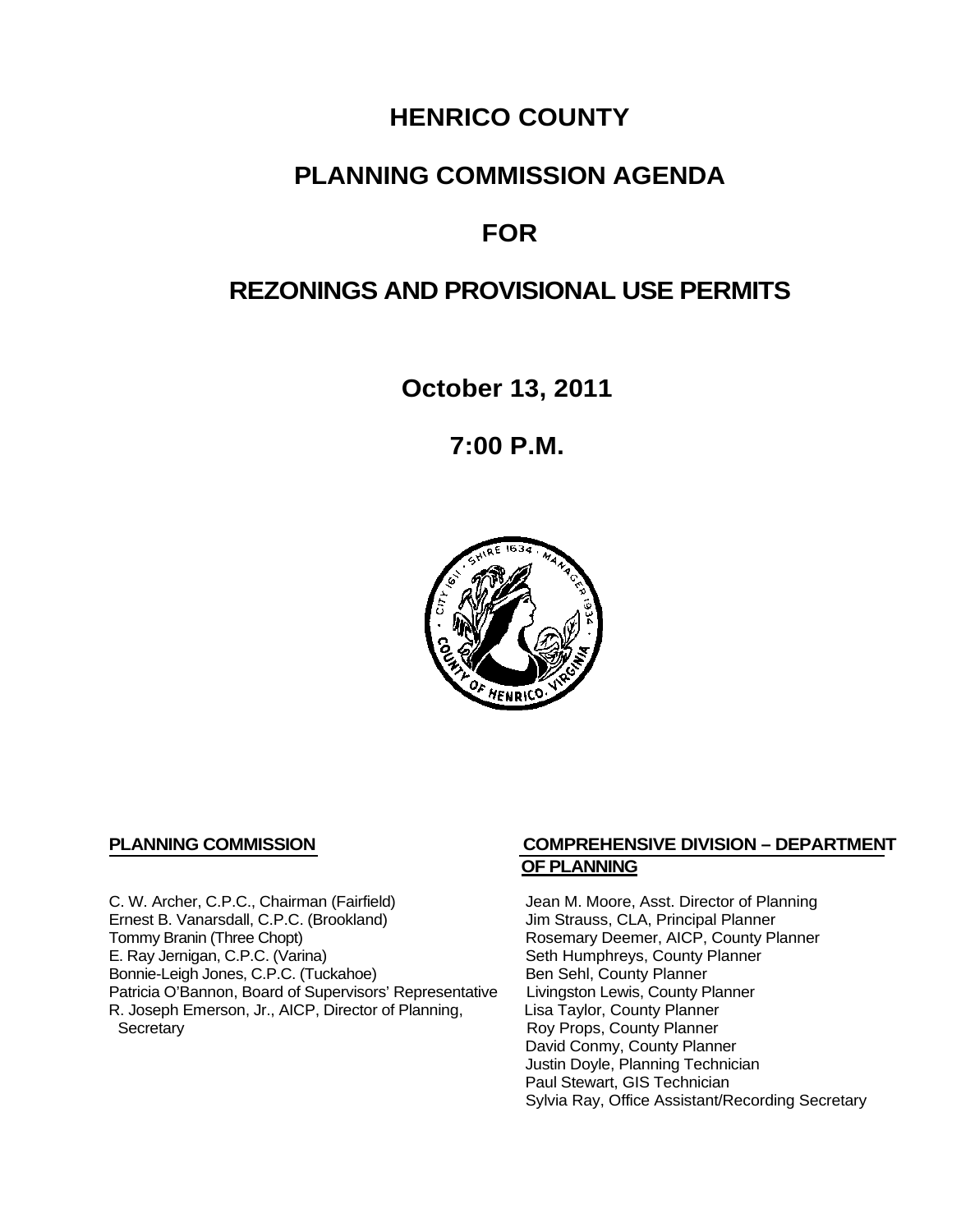# HENRICO COUNTY

# PLANNING COMMISSION AGENDA

# FOR

# REZONINGS AND PROVISIONAL USE PERMITS

**October 13, 2011**

**7:00 P.M.**

**PLANNING COMMISSION**

C. W. Archer, C.P.C., Chairman (Fairfield)
Ernest B. Vanarsdall, C.P.C. (Brookland)
Tommy Branin (Three Chopt)
E. Ray Jernigan, C.P.C. (Varina)
Bonnie-Leigh Jones, C.P.C. (Tuckahoe)
Patricia O'Bannon, Board of Supervisors' Representative
R. Joseph Emerson, Jr., AICP, Director of Planning, Secretary

**COMPREHENSIVE DIVISION – DEPARTMENT OF PLANNING**

Jean M. Moore, Asst. Director of Planning
Jim Strauss, CLA, Principal Planner
Rosemary Deemer, AICP, County Planner
Seth Humphreys, County Planner
Ben Sehl, County Planner
Livingston Lewis, County Planner
Lisa Taylor, County Planner
Roy Props, County Planner
David Conmy, County Planner
Justin Doyle, Planning Technician
Paul Stewart, GIS Technician
Sylvia Ray, Office Assistant/Recording Secretary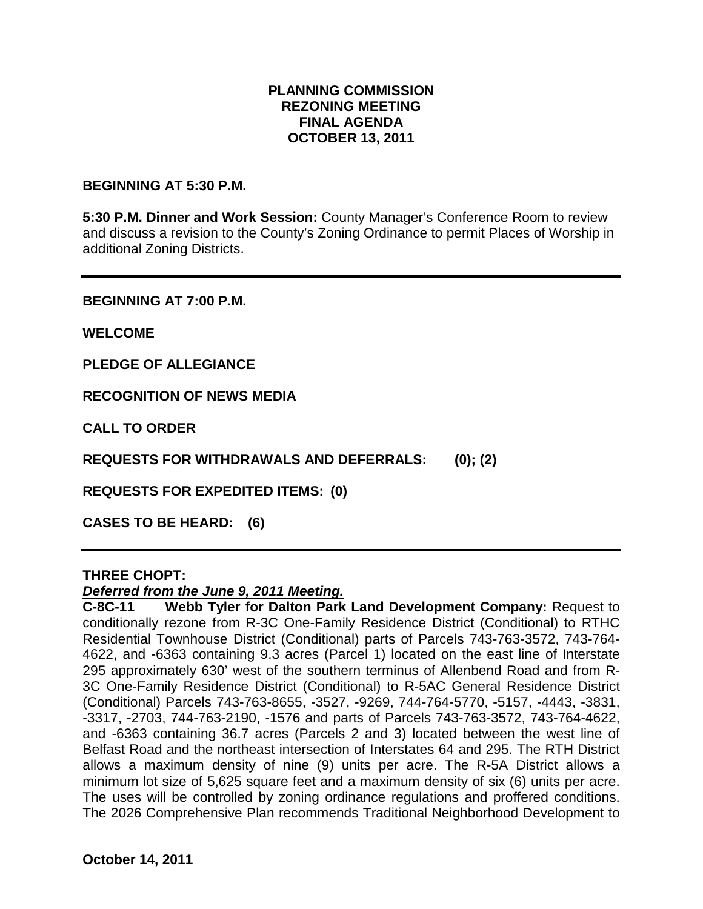**PLANNING COMMISSION**
**REZONING MEETING**
**FINAL AGENDA**
**OCTOBER 13, 2011**

**BEGINNING AT 5:30 P.M.**

**5:30 P.M. Dinner and Work Session:** County Manager's Conference Room to review and discuss a revision to the County's Zoning Ordinance to permit Places of Worship in additional Zoning Districts.

---

**BEGINNING AT 7:00 P.M.**

**WELCOME**

**PLEDGE OF ALLEGIANCE**

**RECOGNITION OF NEWS MEDIA**

**CALL TO ORDER**

**REQUESTS FOR WITHDRAWALS AND DEFERRALS: (0); (2)**

**REQUESTS FOR EXPEDITED ITEMS: (0)**

**CASES TO BE HEARD: (6)**

---

**THREE CHOPT:**
***Deferred from the June 9, 2011 Meeting.***
**C-8C-11 Webb Tyler for Dalton Park Land Development Company:** Request to conditionally rezone from R-3C One-Family Residence District (Conditional) to RTHC Residential Townhouse District (Conditional) parts of Parcels 743-763-3572, 743-764-4622, and -6363 containing 9.3 acres (Parcel 1) located on the east line of Interstate 295 approximately 630' west of the southern terminus of Allenbend Road and from R-3C One-Family Residence District (Conditional) to R-5AC General Residence District (Conditional) Parcels 743-763-8655, -3527, -9269, 744-764-5770, -5157, -4443, -3831, -3317, -2703, 744-763-2190, -1576 and parts of Parcels 743-763-3572, 743-764-4622, and -6363 containing 36.7 acres (Parcels 2 and 3) located between the west line of Belfast Road and the northeast intersection of Interstates 64 and 295. The RTH District allows a maximum density of nine (9) units per acre. The R-5A District allows a minimum lot size of 5,625 square feet and a maximum density of six (6) units per acre. The uses will be controlled by zoning ordinance regulations and proffered conditions. The 2026 Comprehensive Plan recommends Traditional Neighborhood Development to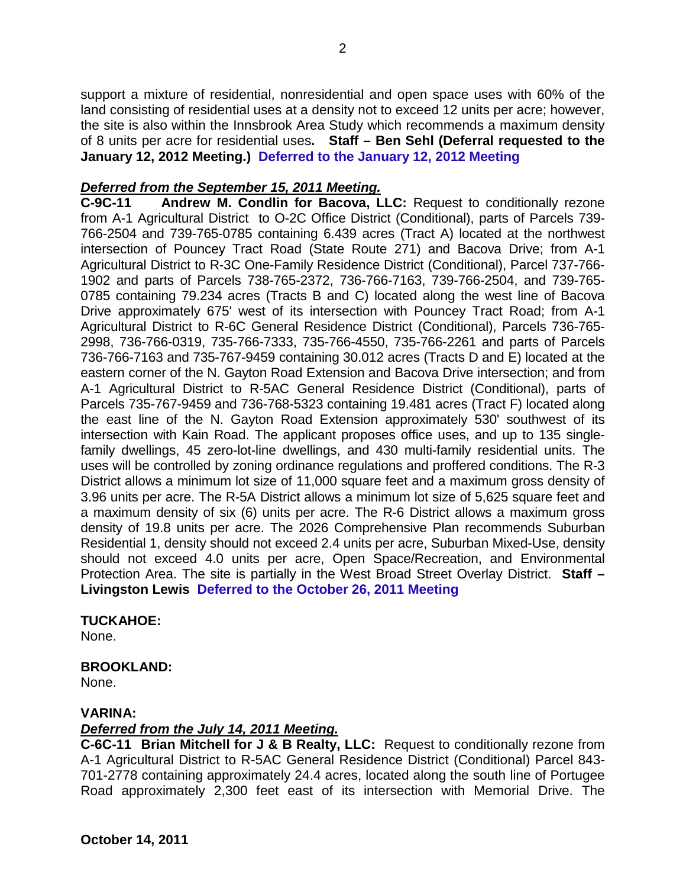support a mixture of residential, nonresidential and open space uses with 60% of the land consisting of residential uses at a density not to exceed 12 units per acre; however, the site is also within the Innsbrook Area Study which recommends a maximum density of 8 units per acre for residential uses**. Staff – Ben Sehl (Deferral requested to the January 12, 2012 Meeting.) Deferred to the January 12, 2012 Meeting**

***Deferred from the September 15, 2011 Meeting.***

**C-9C-11 Andrew M. Condlin for Bacova, LLC:** Request to conditionally rezone from A-1 Agricultural District to O-2C Office District (Conditional), parts of Parcels 739-766-2504 and 739-765-0785 containing 6.439 acres (Tract A) located at the northwest intersection of Pouncey Tract Road (State Route 271) and Bacova Drive; from A-1 Agricultural District to R-3C One-Family Residence District (Conditional), Parcel 737-766-1902 and parts of Parcels 738-765-2372, 736-766-7163, 739-766-2504, and 739-765-0785 containing 79.234 acres (Tracts B and C) located along the west line of Bacova Drive approximately 675' west of its intersection with Pouncey Tract Road; from A-1 Agricultural District to R-6C General Residence District (Conditional), Parcels 736-765-2998, 736-766-0319, 735-766-7333, 735-766-4550, 735-766-2261 and parts of Parcels 736-766-7163 and 735-767-9459 containing 30.012 acres (Tracts D and E) located at the eastern corner of the N. Gayton Road Extension and Bacova Drive intersection; and from A-1 Agricultural District to R-5AC General Residence District (Conditional), parts of Parcels 735-767-9459 and 736-768-5323 containing 19.481 acres (Tract F) located along the east line of the N. Gayton Road Extension approximately 530' southwest of its intersection with Kain Road. The applicant proposes office uses, and up to 135 single-family dwellings, 45 zero-lot-line dwellings, and 430 multi-family residential units. The uses will be controlled by zoning ordinance regulations and proffered conditions. The R-3 District allows a minimum lot size of 11,000 square feet and a maximum gross density of 3.96 units per acre. The R-5A District allows a minimum lot size of 5,625 square feet and a maximum density of six (6) units per acre. The R-6 District allows a maximum gross density of 19.8 units per acre. The 2026 Comprehensive Plan recommends Suburban Residential 1, density should not exceed 2.4 units per acre, Suburban Mixed-Use, density should not exceed 4.0 units per acre, Open Space/Recreation, and Environmental Protection Area. The site is partially in the West Broad Street Overlay District. **Staff – Livingston Lewis Deferred to the October 26, 2011 Meeting**

**TUCKAHOE:**

None.

**BROOKLAND:**

None.

**VARINA:**

***Deferred from the July 14, 2011 Meeting.***

**C-6C-11 Brian Mitchell for J & B Realty, LLC:** Request to conditionally rezone from A-1 Agricultural District to R-5AC General Residence District (Conditional) Parcel 843-701-2778 containing approximately 24.4 acres, located along the south line of Portugee Road approximately 2,300 feet east of its intersection with Memorial Drive. The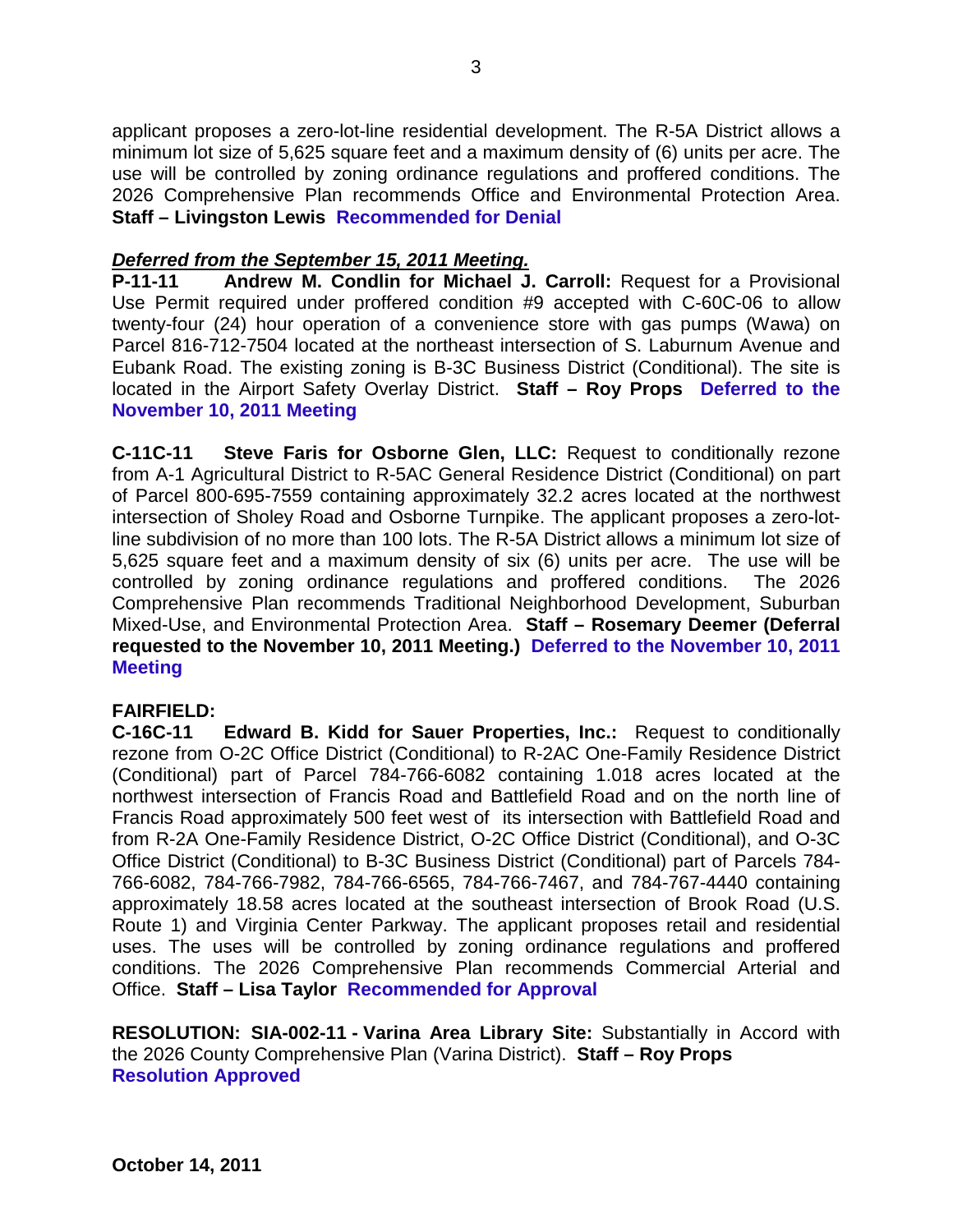applicant proposes a zero-lot-line residential development. The R-5A District allows a minimum lot size of 5,625 square feet and a maximum density of (6) units per acre. The use will be controlled by zoning ordinance regulations and proffered conditions. The 2026 Comprehensive Plan recommends Office and Environmental Protection Area. **Staff – Livingston Lewis** **Recommended for Denial**

***Deferred from the September 15, 2011 Meeting.***

**P-11-11 Andrew M. Condlin for Michael J. Carroll:** Request for a Provisional Use Permit required under proffered condition #9 accepted with C-60C-06 to allow twenty-four (24) hour operation of a convenience store with gas pumps (Wawa) on Parcel 816-712-7504 located at the northeast intersection of S. Laburnum Avenue and Eubank Road. The existing zoning is B-3C Business District (Conditional). The site is located in the Airport Safety Overlay District. **Staff – Roy Props** **Deferred to the November 10, 2011 Meeting**

**C-11C-11 Steve Faris for Osborne Glen, LLC:** Request to conditionally rezone from A-1 Agricultural District to R-5AC General Residence District (Conditional) on part of Parcel 800-695-7559 containing approximately 32.2 acres located at the northwest intersection of Sholey Road and Osborne Turnpike. The applicant proposes a zero-lot-line subdivision of no more than 100 lots. The R-5A District allows a minimum lot size of 5,625 square feet and a maximum density of six (6) units per acre. The use will be controlled by zoning ordinance regulations and proffered conditions. The 2026 Comprehensive Plan recommends Traditional Neighborhood Development, Suburban Mixed-Use, and Environmental Protection Area. **Staff – Rosemary Deemer (Deferral requested to the November 10, 2011 Meeting.)** **Deferred to the November 10, 2011 Meeting**

**FAIRFIELD:**

**C-16C-11 Edward B. Kidd for Sauer Properties, Inc.:** Request to conditionally rezone from O-2C Office District (Conditional) to R-2AC One-Family Residence District (Conditional) part of Parcel 784-766-6082 containing 1.018 acres located at the northwest intersection of Francis Road and Battlefield Road and on the north line of Francis Road approximately 500 feet west of its intersection with Battlefield Road and from R-2A One-Family Residence District, O-2C Office District (Conditional), and O-3C Office District (Conditional) to B-3C Business District (Conditional) part of Parcels 784-766-6082, 784-766-7982, 784-766-6565, 784-766-7467, and 784-767-4440 containing approximately 18.58 acres located at the southeast intersection of Brook Road (U.S. Route 1) and Virginia Center Parkway. The applicant proposes retail and residential uses. The uses will be controlled by zoning ordinance regulations and proffered conditions. The 2026 Comprehensive Plan recommends Commercial Arterial and Office. **Staff – Lisa Taylor** **Recommended for Approval**

**RESOLUTION: SIA-002-11 - Varina Area Library Site:** Substantially in Accord with the 2026 County Comprehensive Plan (Varina District). **Staff – Roy Props**
**Resolution Approved**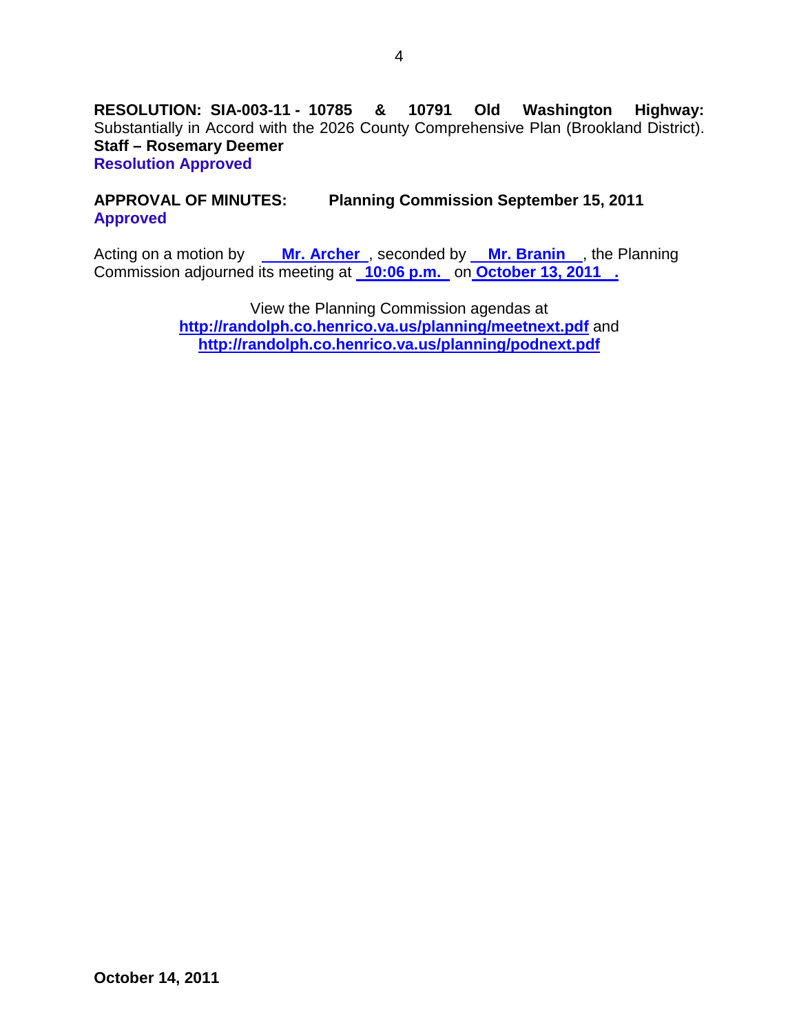**RESOLUTION: SIA-003-11 - 10785 & 10791 Old Washington Highway:** Substantially in Accord with the 2026 County Comprehensive Plan (Brookland District).
**Staff – Rosemary Deemer**
**Resolution Approved**

**APPROVAL OF MINUTES: Planning Commission September 15, 2011**
**Approved**

Acting on a motion by **Mr. Archer**, seconded by **Mr. Branin**, the Planning Commission adjourned its meeting at **10:06 p.m.** on **October 13, 2011.**

View the Planning Commission agendas at
**http://randolph.co.henrico.va.us/planning/meetnext.pdf** and
**http://randolph.co.henrico.va.us/planning/podnext.pdf**

**October 14, 2011**